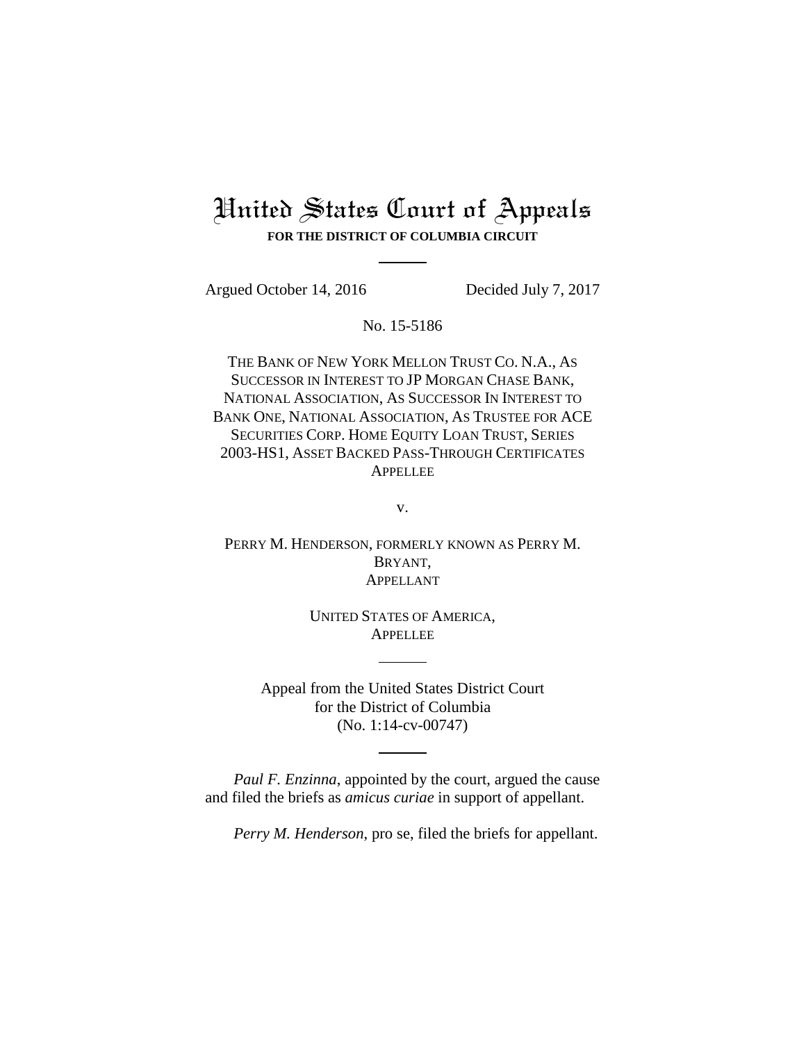# United States Court of Appeals

**FOR THE DISTRICT OF COLUMBIA CIRCUIT**

Argued October 14, 2016 Decided July 7, 2017

No. 15-5186

THE BANK OF NEW YORK MELLON TRUST CO. N.A., AS SUCCESSOR IN INTEREST TO JP MORGAN CHASE BANK, NATIONAL ASSOCIATION, AS SUCCESSOR IN INTEREST TO BANK ONE, NATIONAL ASSOCIATION, AS TRUSTEE FOR ACE SECURITIES CORP. HOME EQUITY LOAN TRUST, SERIES 2003-HS1, ASSET BACKED PASS-THROUGH CERTIFICATES
APPELLEE

v.

PERRY M. HENDERSON, FORMERLY KNOWN AS PERRY M. BRYANT,
APPELLANT

UNITED STATES OF AMERICA,
APPELLEE

Appeal from the United States District Court
for the District of Columbia
(No. 1:14-cv-00747)

*Paul F. Enzinna*, appointed by the court, argued the cause and filed the briefs as *amicus curiae* in support of appellant.

*Perry M. Henderson*, pro se, filed the briefs for appellant.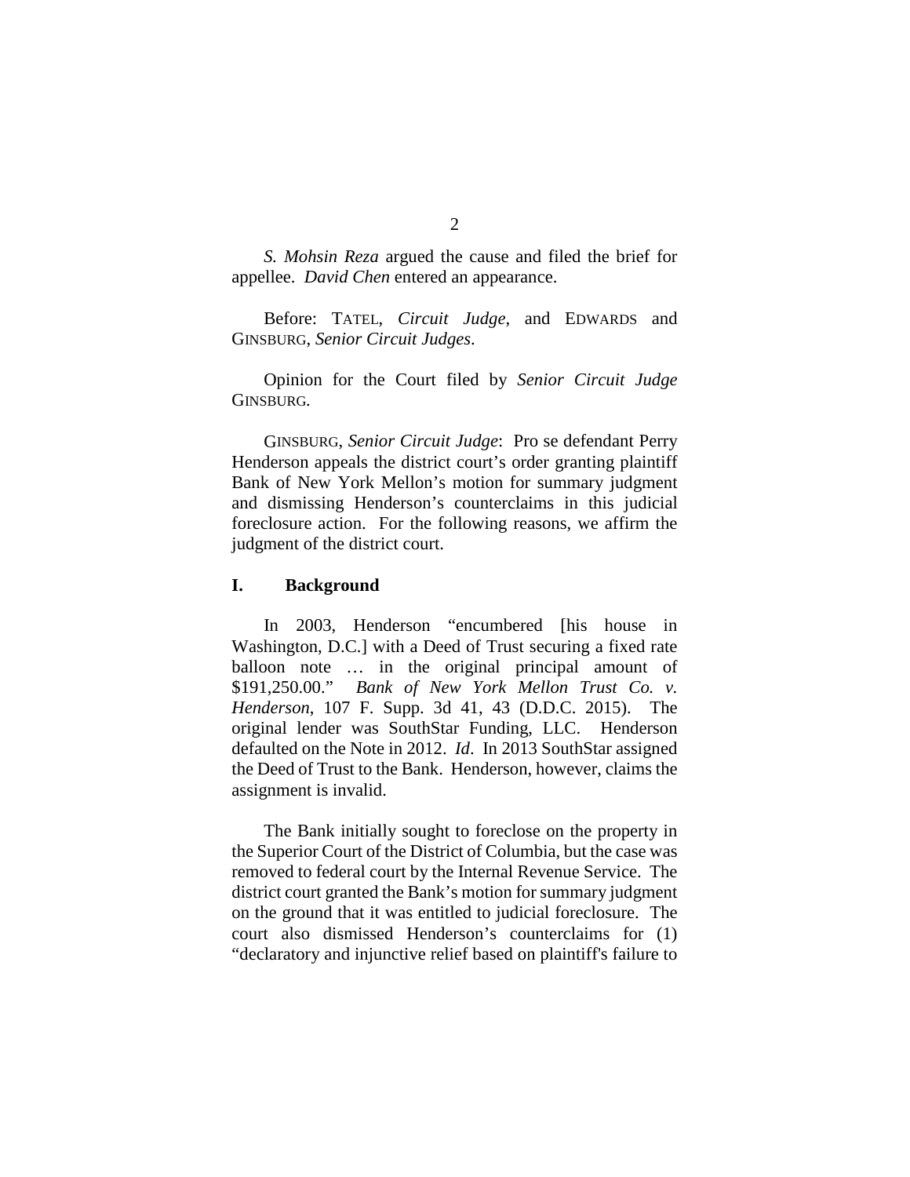*S. Mohsin Reza* argued the cause and filed the brief for appellee. *David Chen* entered an appearance.

Before: TATEL, *Circuit Judge*, and EDWARDS and GINSBURG, *Senior Circuit Judges*.

Opinion for the Court filed by *Senior Circuit Judge* GINSBURG.

GINSBURG, *Senior Circuit Judge*: Pro se defendant Perry Henderson appeals the district court's order granting plaintiff Bank of New York Mellon's motion for summary judgment and dismissing Henderson's counterclaims in this judicial foreclosure action. For the following reasons, we affirm the judgment of the district court.

## I. Background

In 2003, Henderson "encumbered [his house in Washington, D.C.] with a Deed of Trust securing a fixed rate balloon note … in the original principal amount of $191,250.00." *Bank of New York Mellon Trust Co. v. Henderson*, 107 F. Supp. 3d 41, 43 (D.D.C. 2015). The original lender was SouthStar Funding, LLC. Henderson defaulted on the Note in 2012. *Id*. In 2013 SouthStar assigned the Deed of Trust to the Bank. Henderson, however, claims the assignment is invalid.

The Bank initially sought to foreclose on the property in the Superior Court of the District of Columbia, but the case was removed to federal court by the Internal Revenue Service. The district court granted the Bank's motion for summary judgment on the ground that it was entitled to judicial foreclosure. The court also dismissed Henderson's counterclaims for (1) "declaratory and injunctive relief based on plaintiff's failure to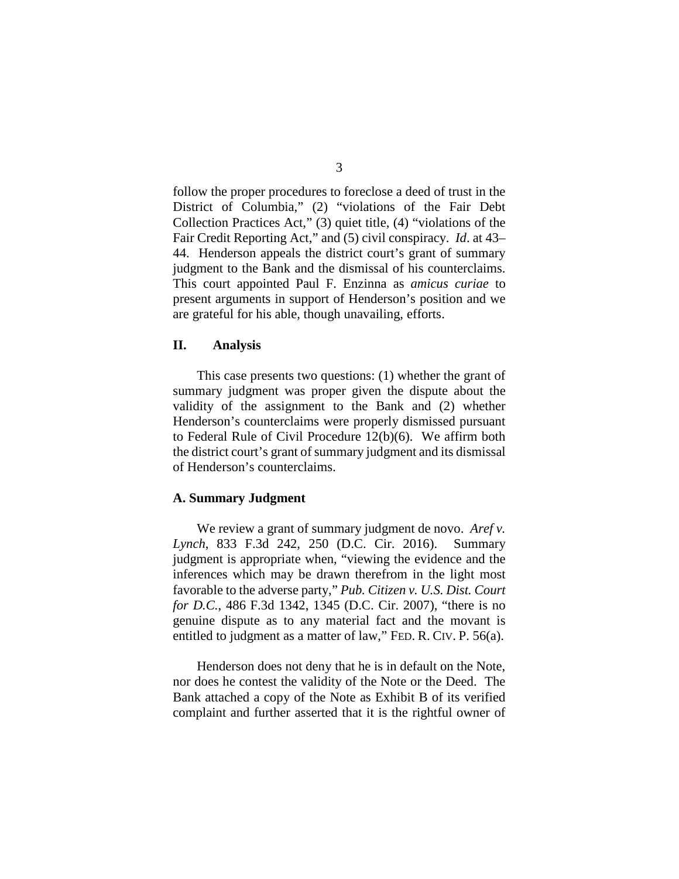follow the proper procedures to foreclose a deed of trust in the District of Columbia," (2) "violations of the Fair Debt Collection Practices Act," (3) quiet title, (4) "violations of the Fair Credit Reporting Act," and (5) civil conspiracy. *Id*. at 43–44. Henderson appeals the district court's grant of summary judgment to the Bank and the dismissal of his counterclaims. This court appointed Paul F. Enzinna as *amicus curiae* to present arguments in support of Henderson's position and we are grateful for his able, though unavailing, efforts.

## II. Analysis

This case presents two questions: (1) whether the grant of summary judgment was proper given the dispute about the validity of the assignment to the Bank and (2) whether Henderson's counterclaims were properly dismissed pursuant to Federal Rule of Civil Procedure 12(b)(6). We affirm both the district court's grant of summary judgment and its dismissal of Henderson's counterclaims.

### A. Summary Judgment

We review a grant of summary judgment de novo. *Aref v. Lynch*, 833 F.3d 242, 250 (D.C. Cir. 2016). Summary judgment is appropriate when, "viewing the evidence and the inferences which may be drawn therefrom in the light most favorable to the adverse party," *Pub. Citizen v. U.S. Dist. Court for D.C.*, 486 F.3d 1342, 1345 (D.C. Cir. 2007), "there is no genuine dispute as to any material fact and the movant is entitled to judgment as a matter of law," FED. R. CIV. P. 56(a).

Henderson does not deny that he is in default on the Note, nor does he contest the validity of the Note or the Deed. The Bank attached a copy of the Note as Exhibit B of its verified complaint and further asserted that it is the rightful owner of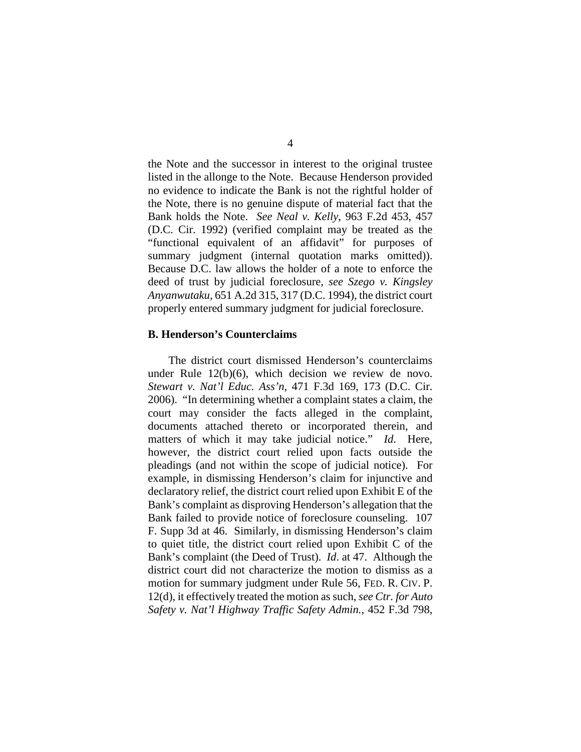the Note and the successor in interest to the original trustee listed in the allonge to the Note. Because Henderson provided no evidence to indicate the Bank is not the rightful holder of the Note, there is no genuine dispute of material fact that the Bank holds the Note. *See Neal v. Kelly*, 963 F.2d 453, 457 (D.C. Cir. 1992) (verified complaint may be treated as the "functional equivalent of an affidavit" for purposes of summary judgment (internal quotation marks omitted)). Because D.C. law allows the holder of a note to enforce the deed of trust by judicial foreclosure, *see Szego v. Kingsley Anyanwutaku*, 651 A.2d 315, 317 (D.C. 1994), the district court properly entered summary judgment for judicial foreclosure.

**B. Henderson's Counterclaims**

The district court dismissed Henderson's counterclaims under Rule 12(b)(6), which decision we review de novo. *Stewart v. Nat'l Educ. Ass'n*, 471 F.3d 169, 173 (D.C. Cir. 2006). "In determining whether a complaint states a claim, the court may consider the facts alleged in the complaint, documents attached thereto or incorporated therein, and matters of which it may take judicial notice." *Id.* Here, however, the district court relied upon facts outside the pleadings (and not within the scope of judicial notice). For example, in dismissing Henderson's claim for injunctive and declaratory relief, the district court relied upon Exhibit E of the Bank's complaint as disproving Henderson's allegation that the Bank failed to provide notice of foreclosure counseling. 107 F. Supp 3d at 46. Similarly, in dismissing Henderson's claim to quiet title, the district court relied upon Exhibit C of the Bank's complaint (the Deed of Trust). *Id*. at 47. Although the district court did not characterize the motion to dismiss as a motion for summary judgment under Rule 56, FED. R. CIV. P. 12(d), it effectively treated the motion as such, *see Ctr. for Auto Safety v. Nat'l Highway Traffic Safety Admin.*, 452 F.3d 798,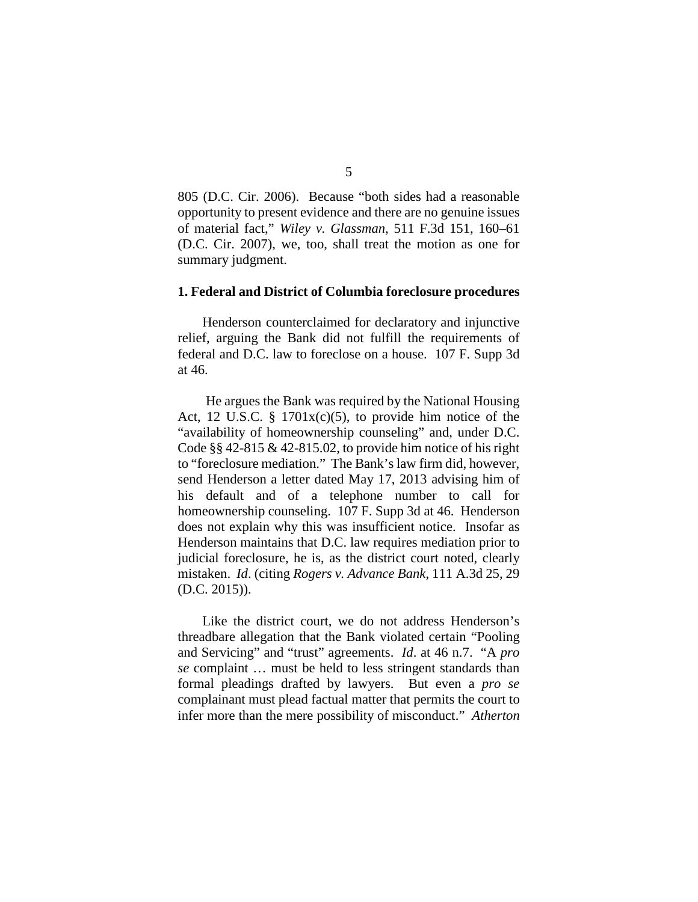805 (D.C. Cir. 2006). Because "both sides had a reasonable opportunity to present evidence and there are no genuine issues of material fact," *Wiley v. Glassman*, 511 F.3d 151, 160–61 (D.C. Cir. 2007), we, too, shall treat the motion as one for summary judgment.

**1. Federal and District of Columbia foreclosure procedures**

Henderson counterclaimed for declaratory and injunctive relief, arguing the Bank did not fulfill the requirements of federal and D.C. law to foreclose on a house. 107 F. Supp 3d at 46.

He argues the Bank was required by the National Housing Act, 12 U.S.C. § 1701x(c)(5), to provide him notice of the "availability of homeownership counseling" and, under D.C. Code §§ 42-815 & 42-815.02, to provide him notice of his right to "foreclosure mediation." The Bank's law firm did, however, send Henderson a letter dated May 17, 2013 advising him of his default and of a telephone number to call for homeownership counseling. 107 F. Supp 3d at 46. Henderson does not explain why this was insufficient notice. Insofar as Henderson maintains that D.C. law requires mediation prior to judicial foreclosure, he is, as the district court noted, clearly mistaken. *Id*. (citing *Rogers v. Advance Bank*, 111 A.3d 25, 29 (D.C. 2015)).

Like the district court, we do not address Henderson's threadbare allegation that the Bank violated certain "Pooling and Servicing" and "trust" agreements. *Id*. at 46 n.7. "A *pro se* complaint … must be held to less stringent standards than formal pleadings drafted by lawyers. But even a *pro se* complainant must plead factual matter that permits the court to infer more than the mere possibility of misconduct." *Atherton*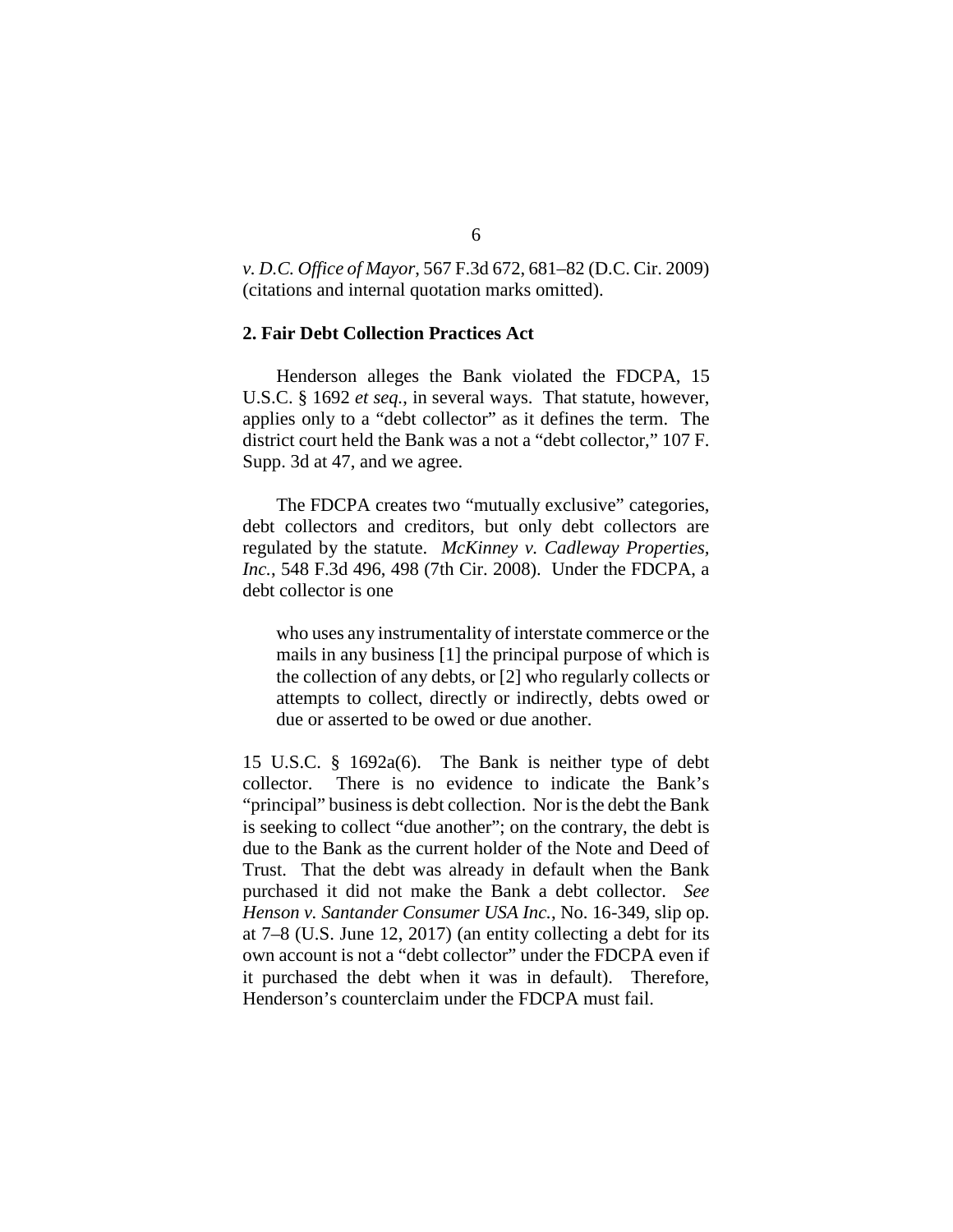*v. D.C. Office of Mayor*, 567 F.3d 672, 681–82 (D.C. Cir. 2009) (citations and internal quotation marks omitted).

**2. Fair Debt Collection Practices Act**

Henderson alleges the Bank violated the FDCPA, 15 U.S.C. § 1692 *et seq.*, in several ways. That statute, however, applies only to a "debt collector" as it defines the term. The district court held the Bank was a not a "debt collector," 107 F. Supp. 3d at 47, and we agree.

The FDCPA creates two "mutually exclusive" categories, debt collectors and creditors, but only debt collectors are regulated by the statute. *McKinney v. Cadleway Properties, Inc.*, 548 F.3d 496, 498 (7th Cir. 2008). Under the FDCPA, a debt collector is one

> who uses any instrumentality of interstate commerce or the mails in any business [1] the principal purpose of which is the collection of any debts, or [2] who regularly collects or attempts to collect, directly or indirectly, debts owed or due or asserted to be owed or due another.

15 U.S.C. § 1692a(6). The Bank is neither type of debt collector. There is no evidence to indicate the Bank's "principal" business is debt collection. Nor is the debt the Bank is seeking to collect "due another"; on the contrary, the debt is due to the Bank as the current holder of the Note and Deed of Trust. That the debt was already in default when the Bank purchased it did not make the Bank a debt collector. *See Henson v. Santander Consumer USA Inc.*, No. 16-349, slip op. at 7–8 (U.S. June 12, 2017) (an entity collecting a debt for its own account is not a "debt collector" under the FDCPA even if it purchased the debt when it was in default). Therefore, Henderson's counterclaim under the FDCPA must fail.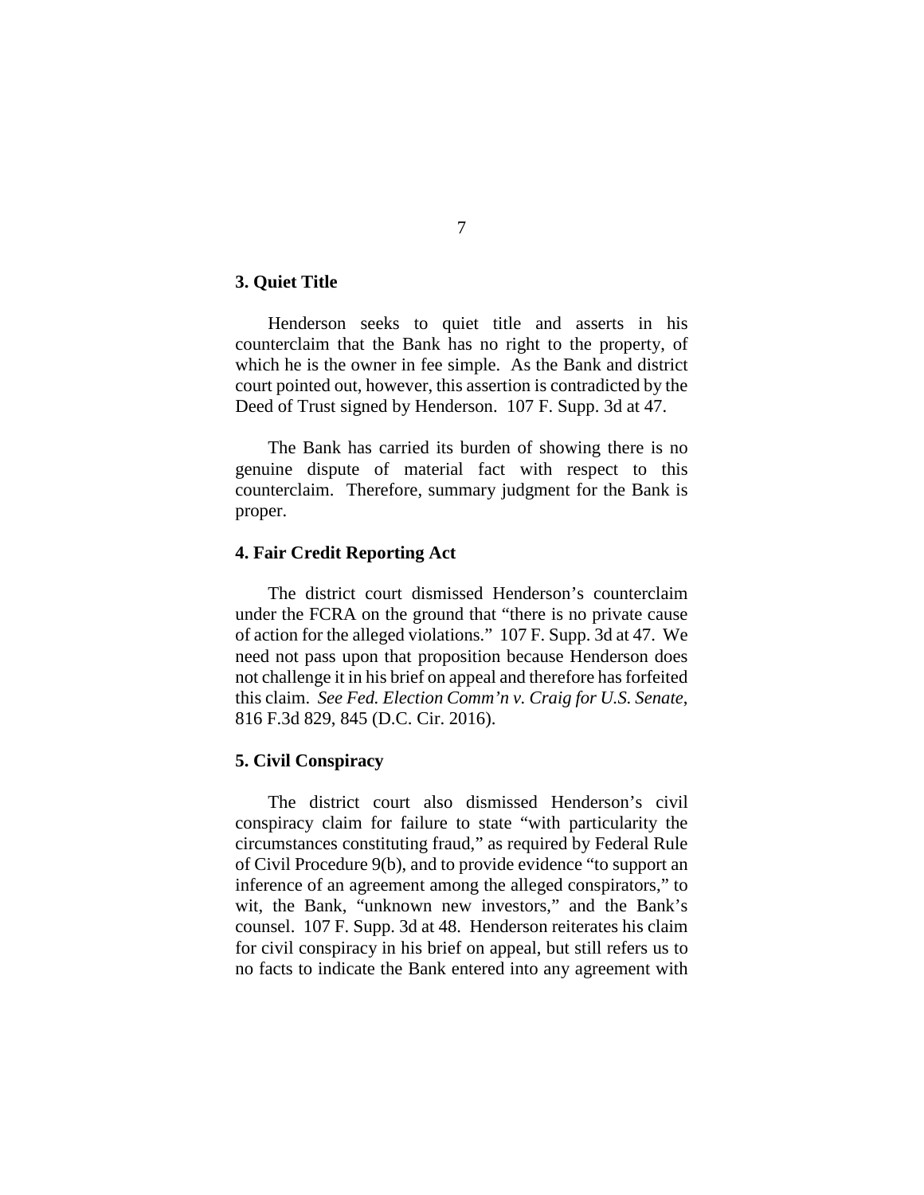### 3. Quiet Title

Henderson seeks to quiet title and asserts in his counterclaim that the Bank has no right to the property, of which he is the owner in fee simple. As the Bank and district court pointed out, however, this assertion is contradicted by the Deed of Trust signed by Henderson. 107 F. Supp. 3d at 47.

The Bank has carried its burden of showing there is no genuine dispute of material fact with respect to this counterclaim. Therefore, summary judgment for the Bank is proper.

### 4. Fair Credit Reporting Act

The district court dismissed Henderson's counterclaim under the FCRA on the ground that "there is no private cause of action for the alleged violations." 107 F. Supp. 3d at 47. We need not pass upon that proposition because Henderson does not challenge it in his brief on appeal and therefore has forfeited this claim. *See Fed. Election Comm'n v. Craig for U.S. Senate*, 816 F.3d 829, 845 (D.C. Cir. 2016).

### 5. Civil Conspiracy

The district court also dismissed Henderson's civil conspiracy claim for failure to state "with particularity the circumstances constituting fraud," as required by Federal Rule of Civil Procedure 9(b), and to provide evidence "to support an inference of an agreement among the alleged conspirators," to wit, the Bank, "unknown new investors," and the Bank's counsel. 107 F. Supp. 3d at 48. Henderson reiterates his claim for civil conspiracy in his brief on appeal, but still refers us to no facts to indicate the Bank entered into any agreement with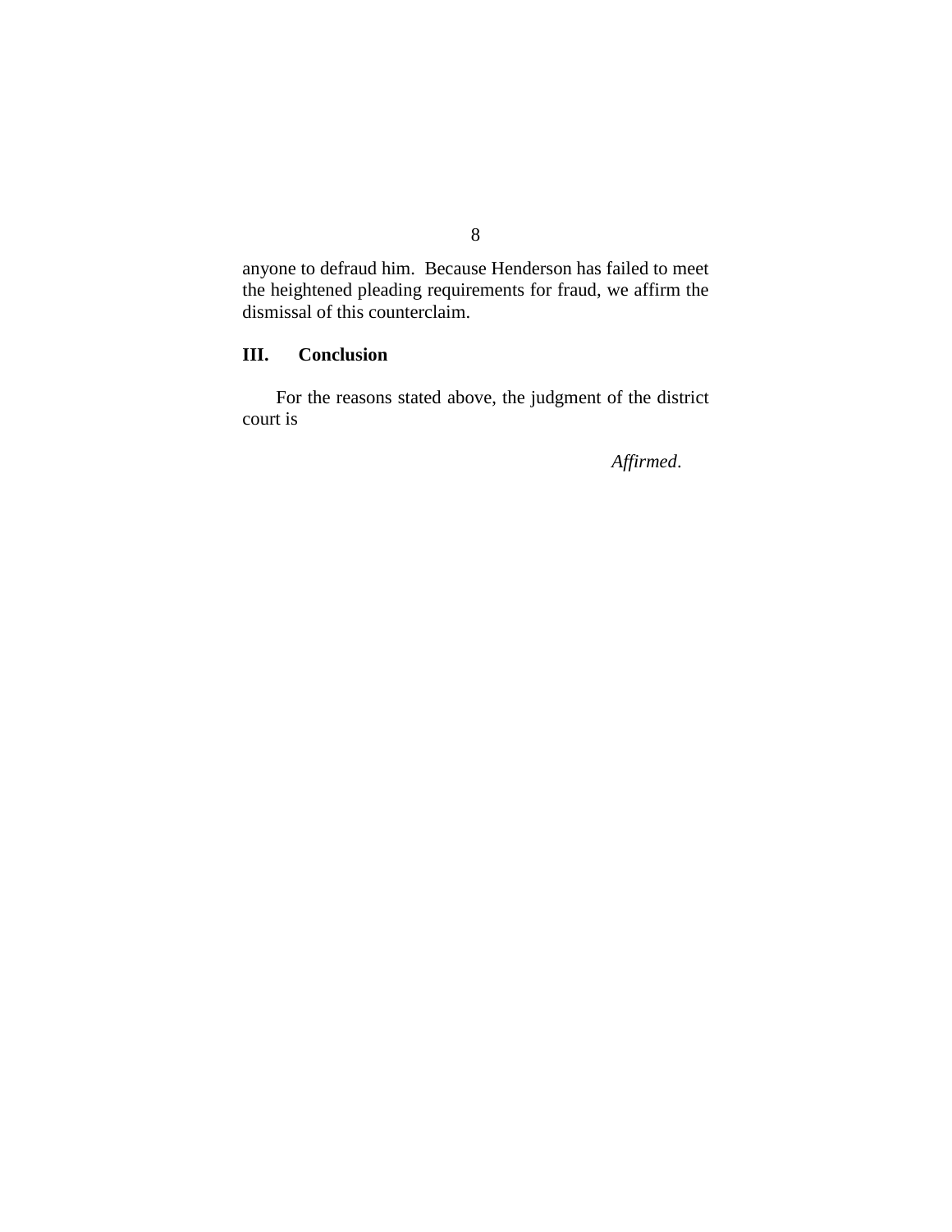anyone to defraud him. Because Henderson has failed to meet the heightened pleading requirements for fraud, we affirm the dismissal of this counterclaim.

## III. Conclusion

For the reasons stated above, the judgment of the district court is

*Affirmed*.